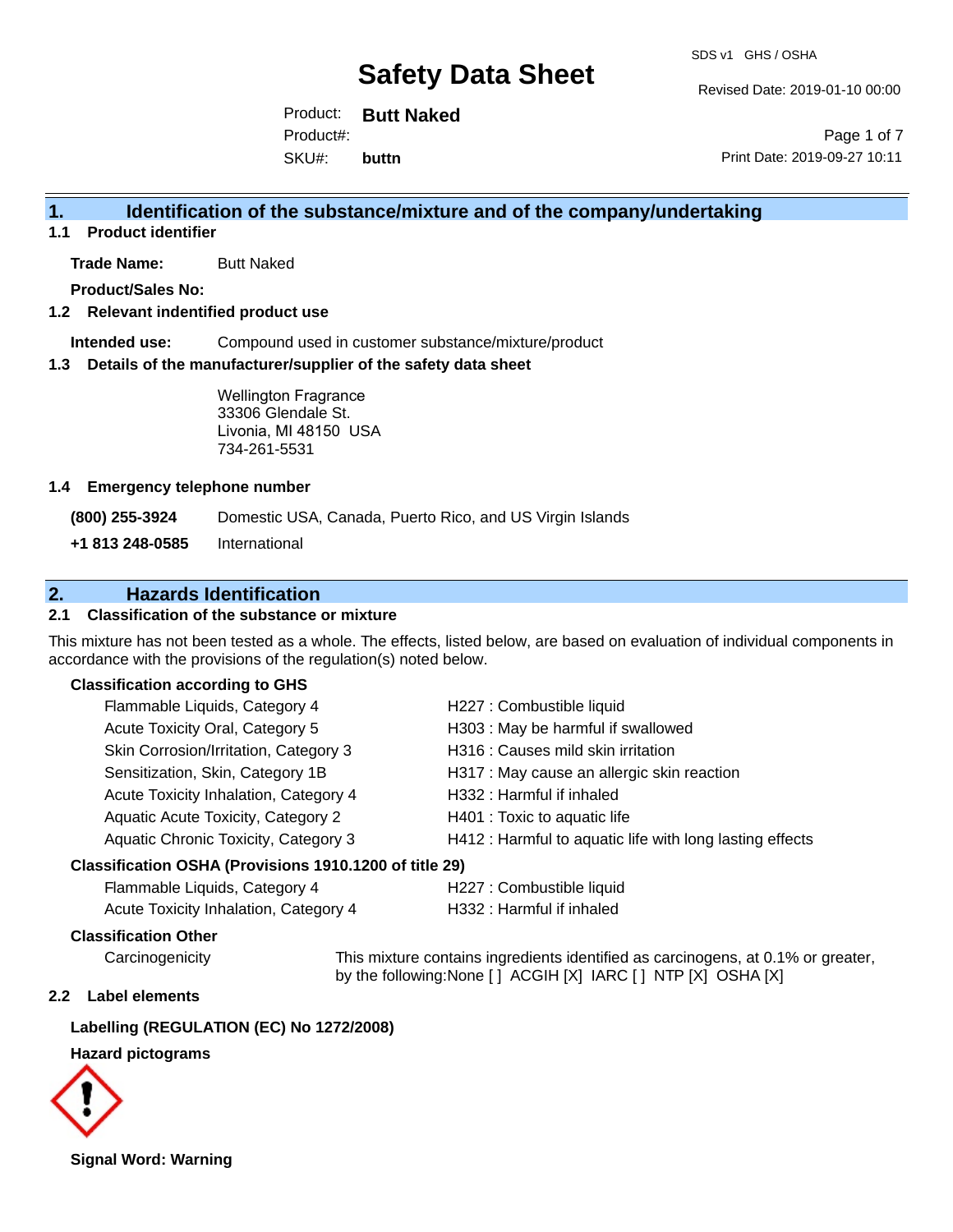# Safety Data Sheet

SDS v1 GHS / OSHA

Revised Date: 2019-01-10 00:00

Product: **Butt Naked**
Product#:
SKU#: **buttn**

Print Date: 2019-09-27 10:11

## 1. Identification of the substance/mixture and of the company/undertaking

### 1.1 Product identifier

**Trade Name:** Butt Naked

**Product/Sales No:**

### 1.2 Relevant indentified product use

**Intended use:** Compound used in customer substance/mixture/product

### 1.3 Details of the manufacturer/supplier of the safety data sheet

Wellington Fragrance
33306 Glendale St.
Livonia, MI 48150 USA
734-261-5531

### 1.4 Emergency telephone number

| | |
|---|---|
| **(800) 255-3924** | Domestic USA, Canada, Puerto Rico, and US Virgin Islands |
| **+1 813 248-0585** | International |

## 2. Hazards Identification

### 2.1 Classification of the substance or mixture

This mixture has not been tested as a whole. The effects, listed below, are based on evaluation of individual components in accordance with the provisions of the regulation(s) noted below.

**Classification according to GHS**

| | |
|---|---|
| Flammable Liquids, Category 4 | H227 : Combustible liquid |
| Acute Toxicity Oral, Category 5 | H303 : May be harmful if swallowed |
| Skin Corrosion/Irritation, Category 3 | H316 : Causes mild skin irritation |
| Sensitization, Skin, Category 1B | H317 : May cause an allergic skin reaction |
| Acute Toxicity Inhalation, Category 4 | H332 : Harmful if inhaled |
| Aquatic Acute Toxicity, Category 2 | H401 : Toxic to aquatic life |
| Aquatic Chronic Toxicity, Category 3 | H412 : Harmful to aquatic life with long lasting effects |

**Classification OSHA (Provisions 1910.1200 of title 29)**

| | |
|---|---|
| Flammable Liquids, Category 4 | H227 : Combustible liquid |
| Acute Toxicity Inhalation, Category 4 | H332 : Harmful if inhaled |

**Classification Other**

Carcinogenicity: This mixture contains ingredients identified as carcinogens, at 0.1% or greater, by the following:None [ ] ACGIH [X] IARC [ ] NTP [X] OSHA [X]

### 2.2 Label elements

**Labelling (REGULATION (EC) No 1272/2008)**

**Hazard pictograms**

**Signal Word: Warning**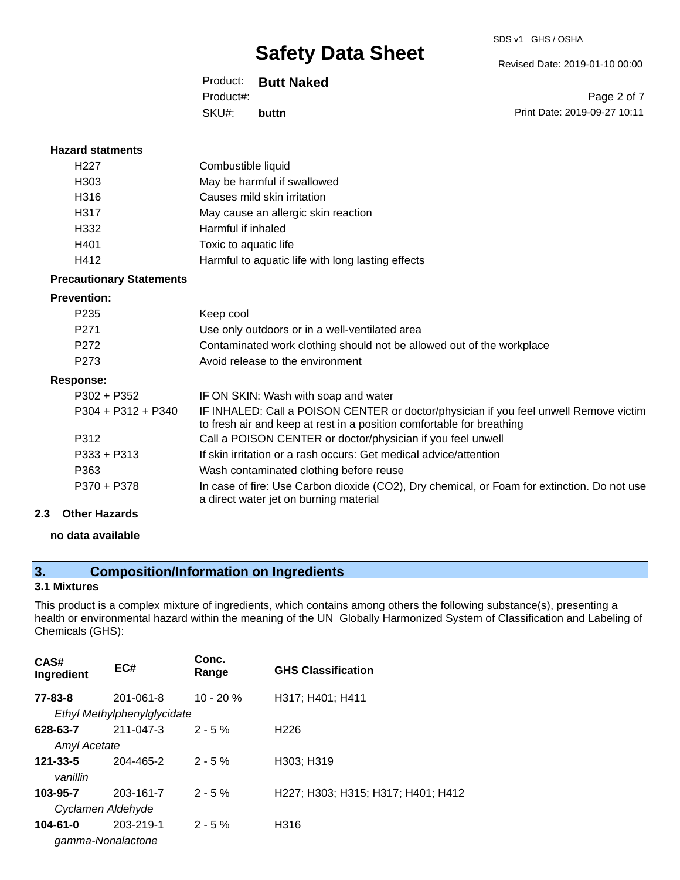**Hazard statments**

| | |
|---|---|
| H227 | Combustible liquid |
| H303 | May be harmful if swallowed |
| H316 | Causes mild skin irritation |
| H317 | May cause an allergic skin reaction |
| H332 | Harmful if inhaled |
| H401 | Toxic to aquatic life |
| H412 | Harmful to aquatic life with long lasting effects |

**Precautionary Statements**

**Prevention:**

| | |
|---|---|
| P235 | Keep cool |
| P271 | Use only outdoors or in a well-ventilated area |
| P272 | Contaminated work clothing should not be allowed out of the workplace |
| P273 | Avoid release to the environment |

**Response:**

| | |
|---|---|
| P302 + P352 | IF ON SKIN: Wash with soap and water |
| P304 + P312 + P340 | IF INHALED: Call a POISON CENTER or doctor/physician if you feel unwell Remove victim to fresh air and keep at rest in a position comfortable for breathing |
| P312 | Call a POISON CENTER or doctor/physician if you feel unwell |
| P333 + P313 | If skin irritation or a rash occurs: Get medical advice/attention |
| P363 | Wash contaminated clothing before reuse |
| P370 + P378 | In case of fire: Use Carbon dioxide (CO2), Dry chemical, or Foam for extinction. Do not use a direct water jet on burning material |

### 2.3 Other Hazards

**no data available**

## 3. Composition/Information on Ingredients

### 3.1 Mixtures

This product is a complex mixture of ingredients, which contains among others the following substance(s), presenting a health or environmental hazard within the meaning of the UN Globally Harmonized System of Classification and Labeling of Chemicals (GHS):

| CAS# Ingredient | EC# | Conc. Range | GHS Classification |
|---|---|---|---|
| **77-83-8** | 201-061-8 | 10 - 20 % | H317; H401; H411 |
| *Ethyl Methylphenylglycidate* | | | |
| **628-63-7** | 211-047-3 | 2 - 5 % | H226 |
| *Amyl Acetate* | | | |
| **121-33-5** | 204-465-2 | 2 - 5 % | H303; H319 |
| *vanillin* | | | |
| **103-95-7** | 203-161-7 | 2 - 5 % | H227; H303; H315; H317; H401; H412 |
| *Cyclamen Aldehyde* | | | |
| **104-61-0** | 203-219-1 | 2 - 5 % | H316 |
| *gamma-Nonalactone* | | | |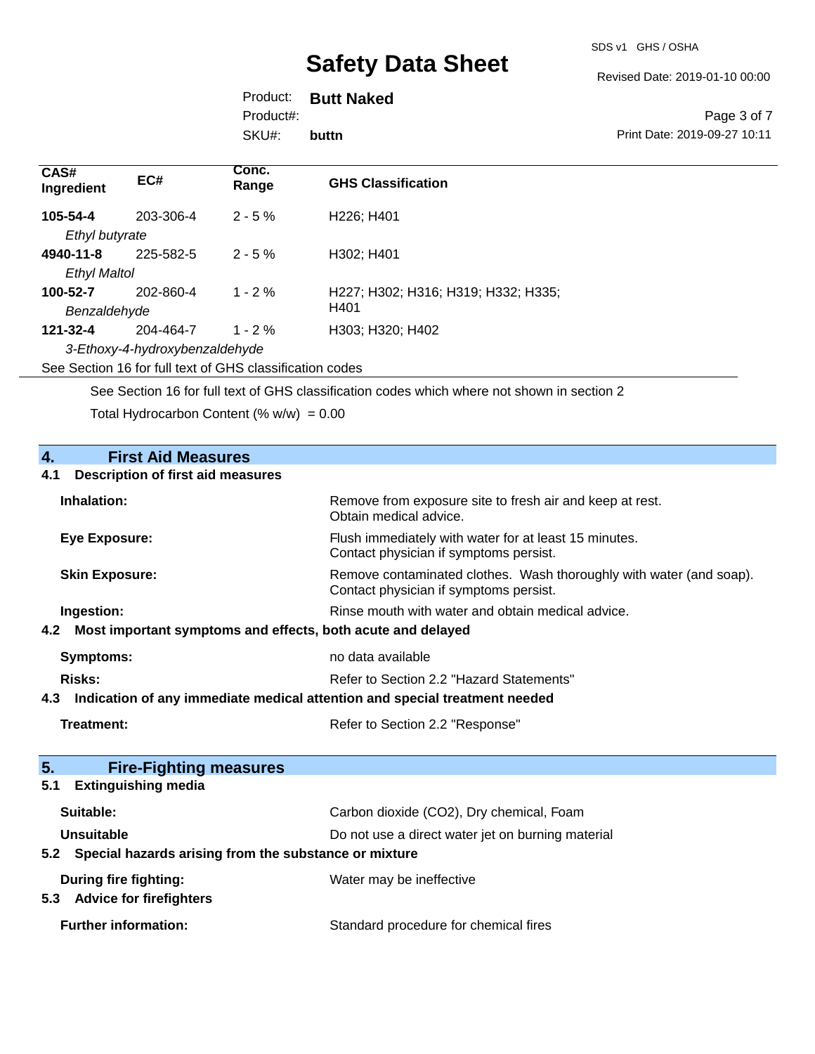| CAS# Ingredient | EC# | Conc. Range | GHS Classification |
|---|---|---|---|
| **105-54-4** *Ethyl butyrate* | 203-306-4 | 2 - 5 % | H226; H401 |
| **4940-11-8** *Ethyl Maltol* | 225-582-5 | 2 - 5 % | H302; H401 |
| **100-52-7** *Benzaldehyde* | 202-860-4 | 1 - 2 % | H227; H302; H316; H319; H332; H335; H401 |
| **121-32-4** *3-Ethoxy-4-hydroxybenzaldehyde* | 204-464-7 | 1 - 2 % | H303; H320; H402 |

See Section 16 for full text of GHS classification codes

See Section 16 for full text of GHS classification codes which where not shown in section 2

Total Hydrocarbon Content (% w/w) = 0.00

## 4. First Aid Measures

### 4.1 Description of first aid measures

**Inhalation:** Remove from exposure site to fresh air and keep at rest. Obtain medical advice.

**Eye Exposure:** Flush immediately with water for at least 15 minutes. Contact physician if symptoms persist.

**Skin Exposure:** Remove contaminated clothes. Wash thoroughly with water (and soap). Contact physician if symptoms persist.

**Ingestion:** Rinse mouth with water and obtain medical advice.

### 4.2 Most important symptoms and effects, both acute and delayed

**Symptoms:** no data available

**Risks:** Refer to Section 2.2 "Hazard Statements"

### 4.3 Indication of any immediate medical attention and special treatment needed

**Treatment:** Refer to Section 2.2 "Response"

## 5. Fire-Fighting measures

### 5.1 Extinguishing media

**Suitable:** Carbon dioxide ($CO_2$), Dry chemical, Foam

**Unsuitable** Do not use a direct water jet on burning material

### 5.2 Special hazards arising from the substance or mixture

**During fire fighting:** Water may be ineffective

### 5.3 Advice for firefighters

**Further information:** Standard procedure for chemical fires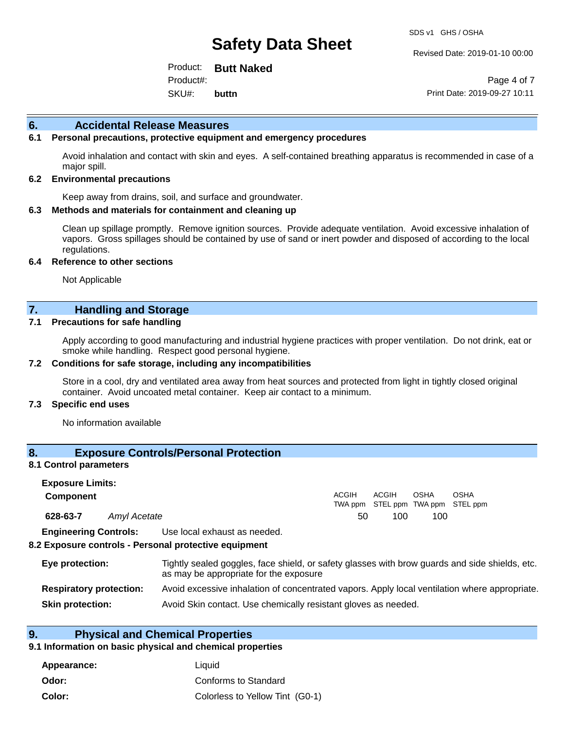## 6. Accidental Release Measures

### 6.1 Personal precautions, protective equipment and emergency procedures

Avoid inhalation and contact with skin and eyes. A self-contained breathing apparatus is recommended in case of a major spill.

### 6.2 Environmental precautions

Keep away from drains, soil, and surface and groundwater.

### 6.3 Methods and materials for containment and cleaning up

Clean up spillage promptly. Remove ignition sources. Provide adequate ventilation. Avoid excessive inhalation of vapors. Gross spillages should be contained by use of sand or inert powder and disposed of according to the local regulations.

### 6.4 Reference to other sections

Not Applicable

## 7. Handling and Storage

### 7.1 Precautions for safe handling

Apply according to good manufacturing and industrial hygiene practices with proper ventilation. Do not drink, eat or smoke while handling. Respect good personal hygiene.

### 7.2 Conditions for safe storage, including any incompatibilities

Store in a cool, dry and ventilated area away from heat sources and protected from light in tightly closed original container. Avoid uncoated metal container. Keep air contact to a minimum.

### 7.3 Specific end uses

No information available

## 8. Exposure Controls/Personal Protection

### 8.1 Control parameters

**Exposure Limits:**

| Component | | ACGIH TWA ppm | ACGIH STEL ppm | OSHA TWA ppm | OSHA STEL ppm |
|---|---|---|---|---|---|
| **628-63-7** | *Amyl Acetate* | 50 | 100 | 100 | |

**Engineering Controls:** Use local exhaust as needed.

### 8.2 Exposure controls - Personal protective equipment

**Eye protection:** Tightly sealed goggles, face shield, or safety glasses with brow guards and side shields, etc. as may be appropriate for the exposure

**Respiratory protection:** Avoid excessive inhalation of concentrated vapors. Apply local ventilation where appropriate.

**Skin protection:** Avoid Skin contact. Use chemically resistant gloves as needed.

## 9. Physical and Chemical Properties

### 9.1 Information on basic physical and chemical properties

**Appearance:** Liquid

**Odor:** Conforms to Standard

**Color:** Colorless to Yellow Tint (G0-1)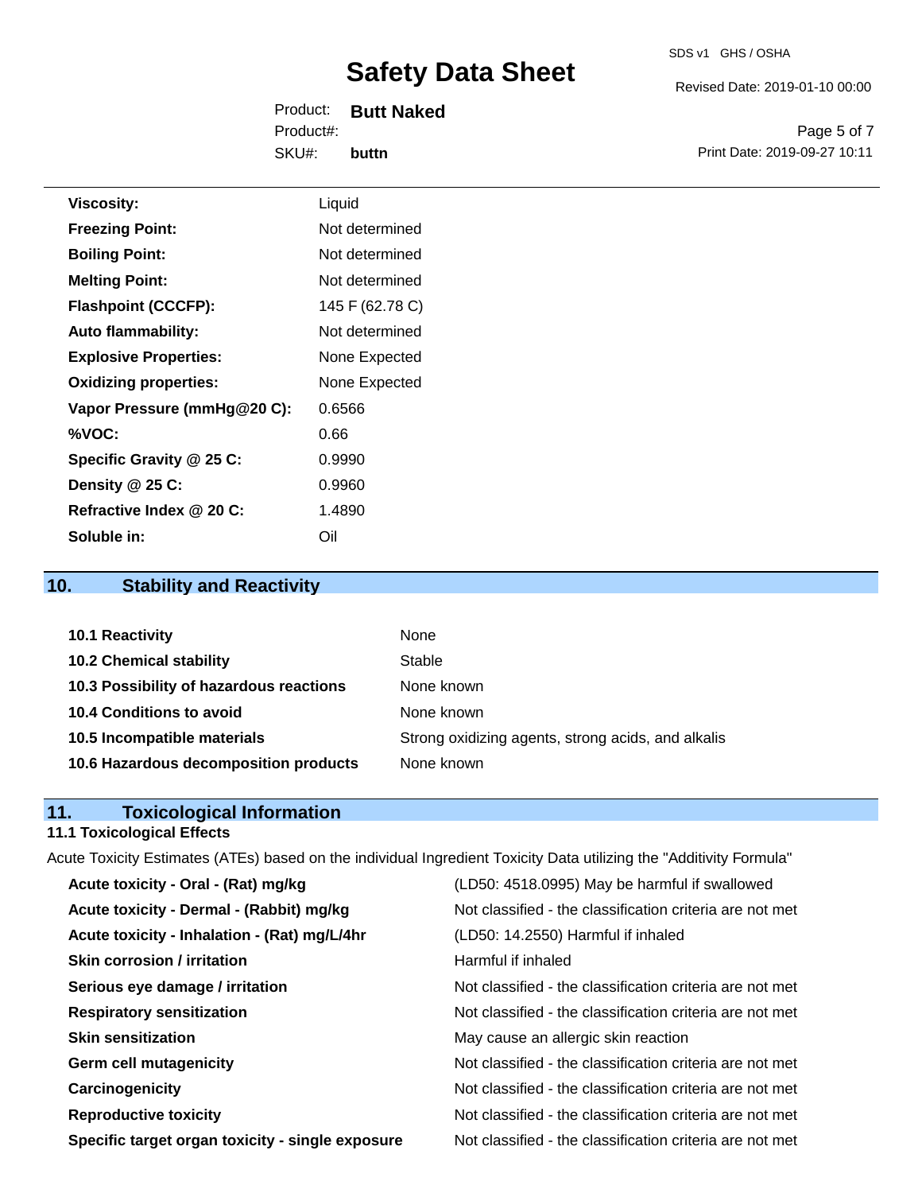| | |
|---|---|
| **Viscosity:** | Liquid |
| **Freezing Point:** | Not determined |
| **Boiling Point:** | Not determined |
| **Melting Point:** | Not determined |
| **Flashpoint (CCCFP):** | 145 F (62.78 C) |
| **Auto flammability:** | Not determined |
| **Explosive Properties:** | None Expected |
| **Oxidizing properties:** | None Expected |
| **Vapor Pressure (mmHg@20 C):** | 0.6566 |
| **%VOC:** | 0.66 |
| **Specific Gravity @ 25 C:** | 0.9990 |
| **Density @ 25 C:** | 0.9960 |
| **Refractive Index @ 20 C:** | 1.4890 |
| **Soluble in:** | Oil |

## 10. Stability and Reactivity

| | |
|---|---|
| **10.1 Reactivity** | None |
| **10.2 Chemical stability** | Stable |
| **10.3 Possibility of hazardous reactions** | None known |
| **10.4 Conditions to avoid** | None known |
| **10.5 Incompatible materials** | Strong oxidizing agents, strong acids, and alkalis |
| **10.6 Hazardous decomposition products** | None known |

## 11. Toxicological Information

### 11.1 Toxicological Effects

Acute Toxicity Estimates (ATEs) based on the individual Ingredient Toxicity Data utilizing the "Additivity Formula"

| | |
|---|---|
| **Acute toxicity - Oral - (Rat) mg/kg** | (LD50: 4518.0995) May be harmful if swallowed |
| **Acute toxicity - Dermal - (Rabbit) mg/kg** | Not classified - the classification criteria are not met |
| **Acute toxicity - Inhalation - (Rat) mg/L/4hr** | (LD50: 14.2550) Harmful if inhaled |
| **Skin corrosion / irritation** | Harmful if inhaled |
| **Serious eye damage / irritation** | Not classified - the classification criteria are not met |
| **Respiratory sensitization** | Not classified - the classification criteria are not met |
| **Skin sensitization** | May cause an allergic skin reaction |
| **Germ cell mutagenicity** | Not classified - the classification criteria are not met |
| **Carcinogenicity** | Not classified - the classification criteria are not met |
| **Reproductive toxicity** | Not classified - the classification criteria are not met |
| **Specific target organ toxicity - single exposure** | Not classified - the classification criteria are not met |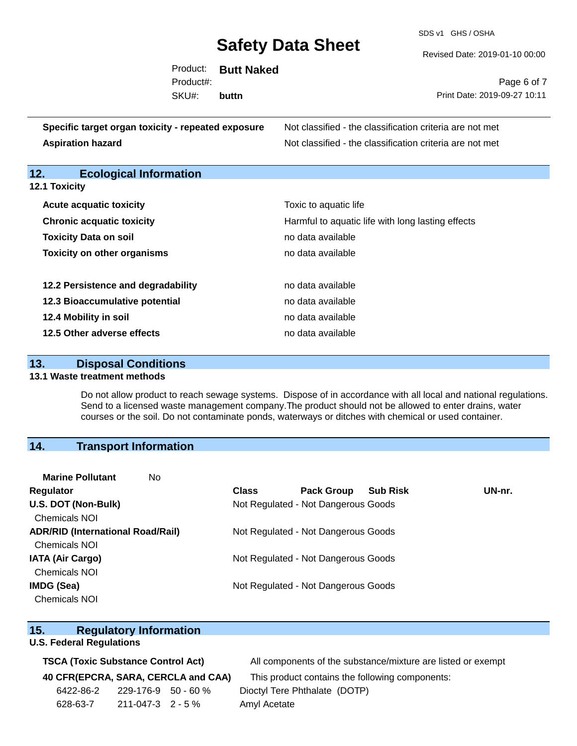| | |
|---|---|
| **Specific target organ toxicity - repeated exposure** | Not classified - the classification criteria are not met |
| **Aspiration hazard** | Not classified - the classification criteria are not met |

## 12. Ecological Information

### 12.1 Toxicity

| | |
|---|---|
| **Acute acquatic toxicity** | Toxic to aquatic life |
| **Chronic acquatic toxicity** | Harmful to aquatic life with long lasting effects |
| **Toxicity Data on soil** | no data available |
| **Toxicity on other organisms** | no data available |

| | |
|---|---|
| **12.2 Persistence and degradability** | no data available |
| **12.3 Bioaccumulative potential** | no data available |
| **12.4 Mobility in soil** | no data available |
| **12.5 Other adverse effects** | no data available |

## 13. Disposal Conditions

### 13.1 Waste treatment methods

Do not allow product to reach sewage systems. Dispose of in accordance with all local and national regulations. Send to a licensed waste management company.The product should not be allowed to enter drains, water courses or the soil. Do not contaminate ponds, waterways or ditches with chemical or used container.

## 14. Transport Information

**Marine Pollutant** No

| Regulator | Class | Pack Group | Sub Risk | UN-nr. |
|---|---|---|---|---|
| **U.S. DOT (Non-Bulk)** | Not Regulated - Not Dangerous Goods | | | |
| Chemicals NOI | | | | |
| **ADR/RID (International Road/Rail)** | Not Regulated - Not Dangerous Goods | | | |
| Chemicals NOI | | | | |
| **IATA (Air Cargo)** | Not Regulated - Not Dangerous Goods | | | |
| Chemicals NOI | | | | |
| **IMDG (Sea)** | Not Regulated - Not Dangerous Goods | | | |
| Chemicals NOI | | | | |

## 15. Regulatory Information

### U.S. Federal Regulations

| | |
|---|---|
| **TSCA (Toxic Substance Control Act)** | All components of the substance/mixture are listed or exempt |
| **40 CFR(EPCRA, SARA, CERCLA and CAA)** | This product contains the following components: |

| | | | |
|---|---|---|---|
| 6422-86-2 | 229-176-9 | 50 - 60 % | Dioctyl Tere Phthalate (DOTP) |
| 628-63-7 | 211-047-3 | 2 - 5 % | Amyl Acetate |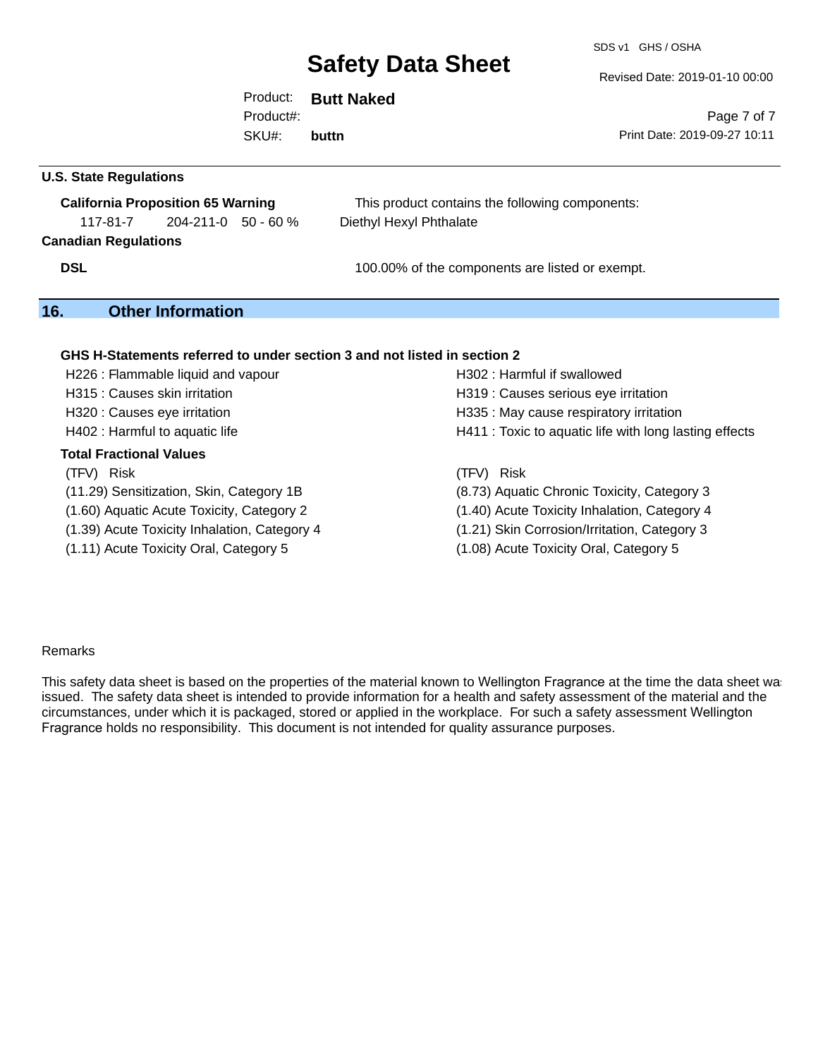**U.S. State Regulations**

**California Proposition 65 Warning** — This product contains the following components:

| | | | |
|---|---|---|---|
| 117-81-7 | 204-211-0 | 50 - 60 % | Diethyl Hexyl Phthalate |

**Canadian Regulations**

**DSL** — 100.00% of the components are listed or exempt.

## 16. Other Information

**GHS H-Statements referred to under section 3 and not listed in section 2**

H226 : Flammable liquid and vapour
H302 : Harmful if swallowed
H315 : Causes skin irritation
H319 : Causes serious eye irritation
H320 : Causes eye irritation
H335 : May cause respiratory irritation
H402 : Harmful to aquatic life
H411 : Toxic to aquatic life with long lasting effects

**Total Fractional Values**

| (TFV) Risk | (TFV) Risk |
|---|---|
| (11.29) Sensitization, Skin, Category 1B | (8.73) Aquatic Chronic Toxicity, Category 3 |
| (1.60) Aquatic Acute Toxicity, Category 2 | (1.40) Acute Toxicity Inhalation, Category 4 |
| (1.39) Acute Toxicity Inhalation, Category 4 | (1.21) Skin Corrosion/Irritation, Category 3 |
| (1.11) Acute Toxicity Oral, Category 5 | (1.08) Acute Toxicity Oral, Category 5 |

Remarks

This safety data sheet is based on the properties of the material known to Wellington Fragrance at the time the data sheet was issued. The safety data sheet is intended to provide information for a health and safety assessment of the material and the circumstances, under which it is packaged, stored or applied in the workplace. For such a safety assessment Wellington Fragrance holds no responsibility. This document is not intended for quality assurance purposes.